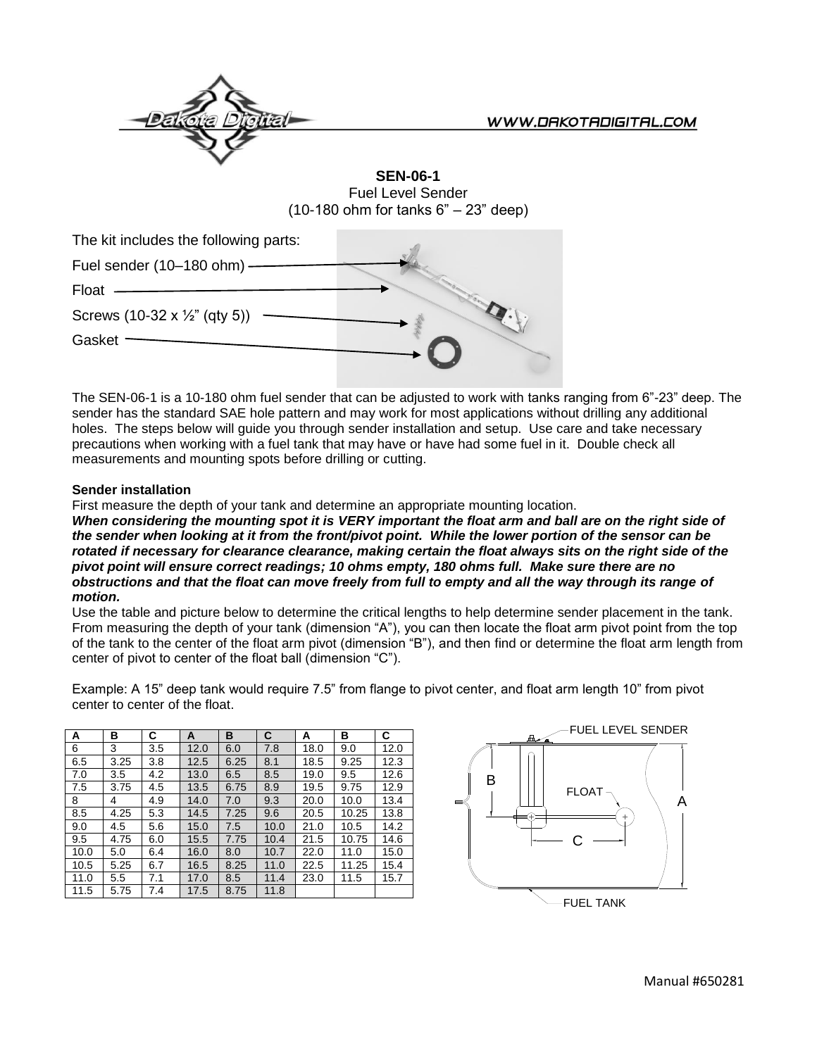WWW.DAKOTADIGITAL.COM

# SEN-06-1

Fuel Level Sender
(10-180 ohm for tanks 6" – 23" deep)

The kit includes the following parts:

- Fuel sender (10–180 ohm)
- Float
- Screws (10-32 x ½" (qty 5))
- Gasket

The SEN-06-1 is a 10-180 ohm fuel sender that can be adjusted to work with tanks ranging from 6"-23" deep. The sender has the standard SAE hole pattern and may work for most applications without drilling any additional holes. The steps below will guide you through sender installation and setup. Use care and take necessary precautions when working with a fuel tank that may have or have had some fuel in it. Double check all measurements and mounting spots before drilling or cutting.

**Sender installation**

First measure the depth of your tank and determine an appropriate mounting location.

***When considering the mounting spot it is VERY important the float arm and ball are on the right side of the sender when looking at it from the front/pivot point. While the lower portion of the sensor can be rotated if necessary for clearance clearance, making certain the float always sits on the right side of the pivot point will ensure correct readings; 10 ohms empty, 180 ohms full. Make sure there are no obstructions and that the float can move freely from full to empty and all the way through its range of motion.***

Use the table and picture below to determine the critical lengths to help determine sender placement in the tank. From measuring the depth of your tank (dimension "A"), you can then locate the float arm pivot point from the top of the tank to the center of the float arm pivot (dimension "B"), and then find or determine the float arm length from center of pivot to center of the float ball (dimension "C").

Example: A 15" deep tank would require 7.5" from flange to pivot center, and float arm length 10" from pivot center to center of the float.

| A | B | C | A | B | C | A | B | C |
|---|---|---|---|---|---|---|---|---|
| 6 | 3 | 3.5 | 12.0 | 6.0 | 7.8 | 18.0 | 9.0 | 12.0 |
| 6.5 | 3.25 | 3.8 | 12.5 | 6.25 | 8.1 | 18.5 | 9.25 | 12.3 |
| 7.0 | 3.5 | 4.2 | 13.0 | 6.5 | 8.5 | 19.0 | 9.5 | 12.6 |
| 7.5 | 3.75 | 4.5 | 13.5 | 6.75 | 8.9 | 19.5 | 9.75 | 12.9 |
| 8 | 4 | 4.9 | 14.0 | 7.0 | 9.3 | 20.0 | 10.0 | 13.4 |
| 8.5 | 4.25 | 5.3 | 14.5 | 7.25 | 9.6 | 20.5 | 10.25 | 13.8 |
| 9.0 | 4.5 | 5.6 | 15.0 | 7.5 | 10.0 | 21.0 | 10.5 | 14.2 |
| 9.5 | 4.75 | 6.0 | 15.5 | 7.75 | 10.4 | 21.5 | 10.75 | 14.6 |
| 10.0 | 5.0 | 6.4 | 16.0 | 8.0 | 10.7 | 22.0 | 11.0 | 15.0 |
| 10.5 | 5.25 | 6.7 | 16.5 | 8.25 | 11.0 | 22.5 | 11.25 | 15.4 |
| 11.0 | 5.5 | 7.1 | 17.0 | 8.5 | 11.4 | 23.0 | 11.5 | 15.7 |
| 11.5 | 5.75 | 7.4 | 17.5 | 8.75 | 11.8 | | | |

FUEL LEVEL SENDER
B
FLOAT
A
C
FUEL TANK

Manual #650281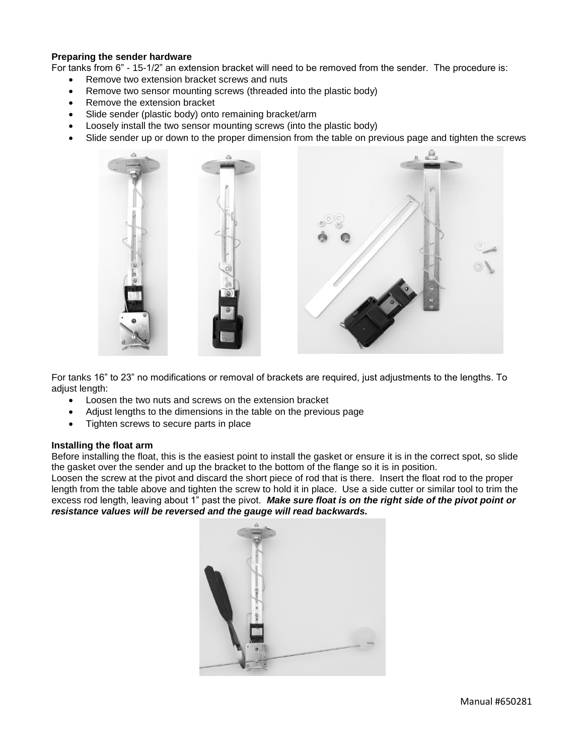**Preparing the sender hardware**

For tanks from 6" - 15-1/2" an extension bracket will need to be removed from the sender. The procedure is:

- Remove two extension bracket screws and nuts
- Remove two sensor mounting screws (threaded into the plastic body)
- Remove the extension bracket
- Slide sender (plastic body) onto remaining bracket/arm
- Loosely install the two sensor mounting screws (into the plastic body)
- Slide sender up or down to the proper dimension from the table on previous page and tighten the screws

For tanks 16" to 23" no modifications or removal of brackets are required, just adjustments to the lengths. To adjust length:

- Loosen the two nuts and screws on the extension bracket
- Adjust lengths to the dimensions in the table on the previous page
- Tighten screws to secure parts in place

**Installing the float arm**

Before installing the float, this is the easiest point to install the gasket or ensure it is in the correct spot, so slide the gasket over the sender and up the bracket to the bottom of the flange so it is in position.

Loosen the screw at the pivot and discard the short piece of rod that is there. Insert the float rod to the proper length from the table above and tighten the screw to hold it in place. Use a side cutter or similar tool to trim the excess rod length, leaving about 1" past the pivot. ***Make sure float is on the right side of the pivot point or resistance values will be reversed and the gauge will read backwards.***

Manual #650281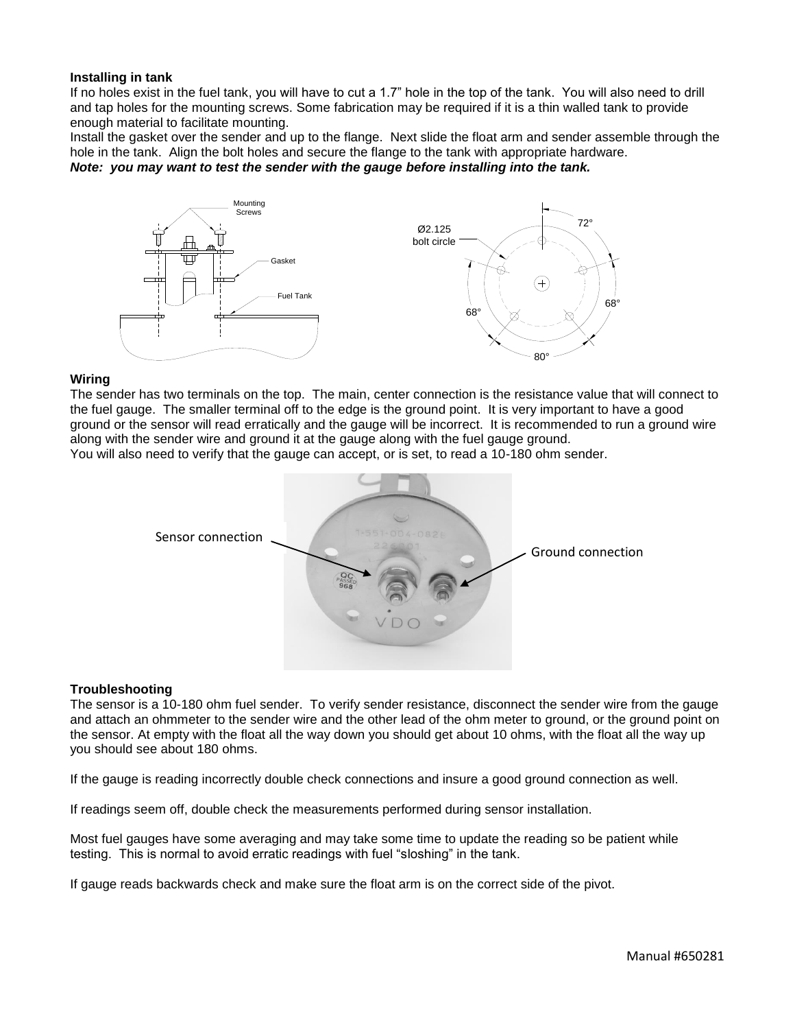**Installing in tank**

If no holes exist in the fuel tank, you will have to cut a 1.7" hole in the top of the tank. You will also need to drill and tap holes for the mounting screws. Some fabrication may be required if it is a thin walled tank to provide enough material to facilitate mounting.

Install the gasket over the sender and up to the flange. Next slide the float arm and sender assemble through the hole in the tank. Align the bolt holes and secure the flange to the tank with appropriate hardware.

***Note: you may want to test the sender with the gauge before installing into the tank.***

**Wiring**

The sender has two terminals on the top. The main, center connection is the resistance value that will connect to the fuel gauge. The smaller terminal off to the edge is the ground point. It is very important to have a good ground or the sensor will read erratically and the gauge will be incorrect. It is recommended to run a ground wire along with the sender wire and ground it at the gauge along with the fuel gauge ground.

You will also need to verify that the gauge can accept, or is set, to read a 10-180 ohm sender.

**Troubleshooting**

The sensor is a 10-180 ohm fuel sender. To verify sender resistance, disconnect the sender wire from the gauge and attach an ohmmeter to the sender wire and the other lead of the ohm meter to ground, or the ground point on the sensor. At empty with the float all the way down you should get about 10 ohms, with the float all the way up you should see about 180 ohms.

If the gauge is reading incorrectly double check connections and insure a good ground connection as well.

If readings seem off, double check the measurements performed during sensor installation.

Most fuel gauges have some averaging and may take some time to update the reading so be patient while testing. This is normal to avoid erratic readings with fuel "sloshing" in the tank.

If gauge reads backwards check and make sure the float arm is on the correct side of the pivot.

Manual #650281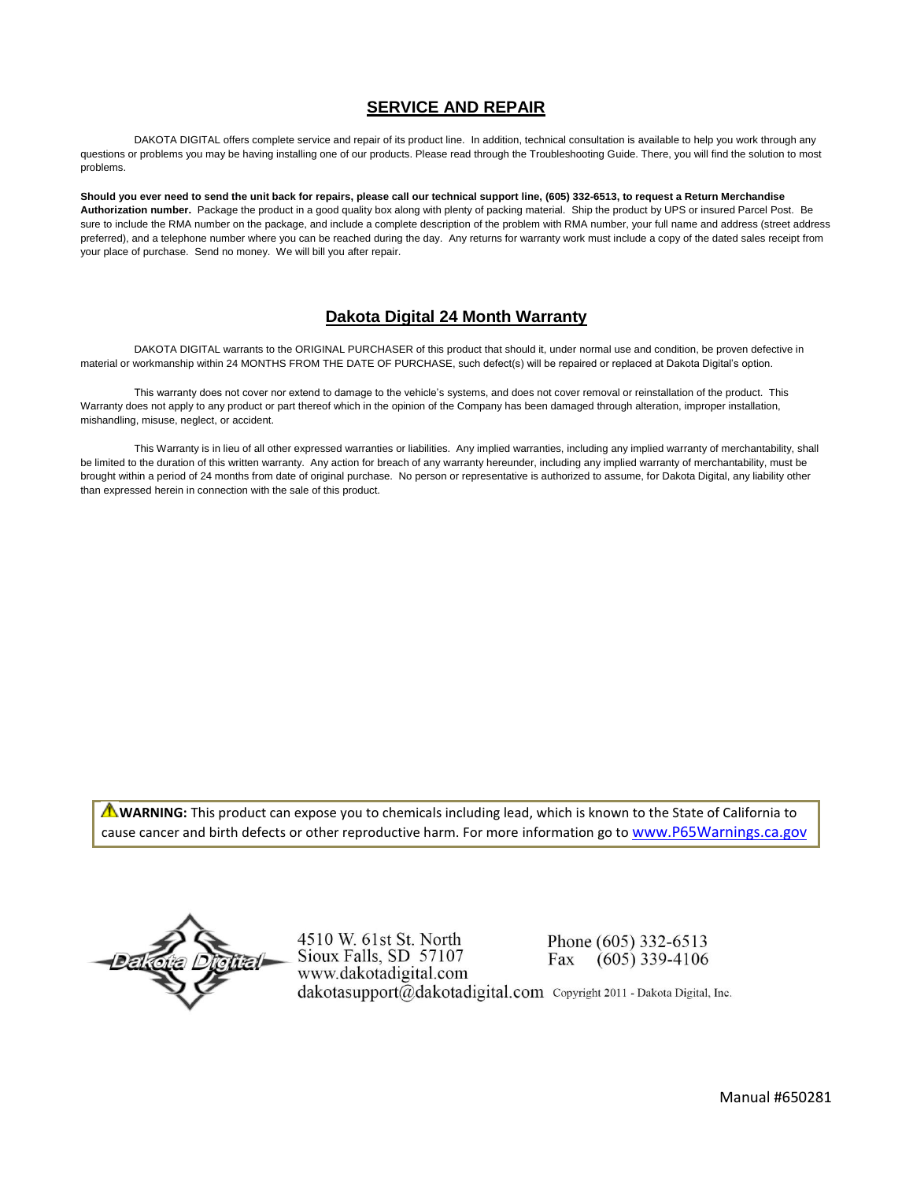## SERVICE AND REPAIR

DAKOTA DIGITAL offers complete service and repair of its product line. In addition, technical consultation is available to help you work through any questions or problems you may be having installing one of our products. Please read through the Troubleshooting Guide. There, you will find the solution to most problems.

**Should you ever need to send the unit back for repairs, please call our technical support line, (605) 332-6513, to request a Return Merchandise Authorization number.** Package the product in a good quality box along with plenty of packing material. Ship the product by UPS or insured Parcel Post. Be sure to include the RMA number on the package, and include a complete description of the problem with RMA number, your full name and address (street address preferred), and a telephone number where you can be reached during the day. Any returns for warranty work must include a copy of the dated sales receipt from your place of purchase. Send no money. We will bill you after repair.

## Dakota Digital 24 Month Warranty

DAKOTA DIGITAL warrants to the ORIGINAL PURCHASER of this product that should it, under normal use and condition, be proven defective in material or workmanship within 24 MONTHS FROM THE DATE OF PURCHASE, such defect(s) will be repaired or replaced at Dakota Digital's option.

This warranty does not cover nor extend to damage to the vehicle's systems, and does not cover removal or reinstallation of the product. This Warranty does not apply to any product or part thereof which in the opinion of the Company has been damaged through alteration, improper installation, mishandling, misuse, neglect, or accident.

This Warranty is in lieu of all other expressed warranties or liabilities. Any implied warranties, including any implied warranty of merchantability, shall be limited to the duration of this written warranty. Any action for breach of any warranty hereunder, including any implied warranty of merchantability, must be brought within a period of 24 months from date of original purchase. No person or representative is authorized to assume, for Dakota Digital, any liability other than expressed herein in connection with the sale of this product.

⚠**WARNING:** This product can expose you to chemicals including lead, which is known to the State of California to cause cancer and birth defects or other reproductive harm. For more information go to www.P65Warnings.ca.gov

Dakota Digital

4510 W. 61st St. North
Sioux Falls, SD 57107
www.dakotadigital.com
dakotasupport@dakotadigital.com

Phone (605) 332-6513
Fax (605) 339-4106

Copyright 2011 - Dakota Digital, Inc.

Manual #650281